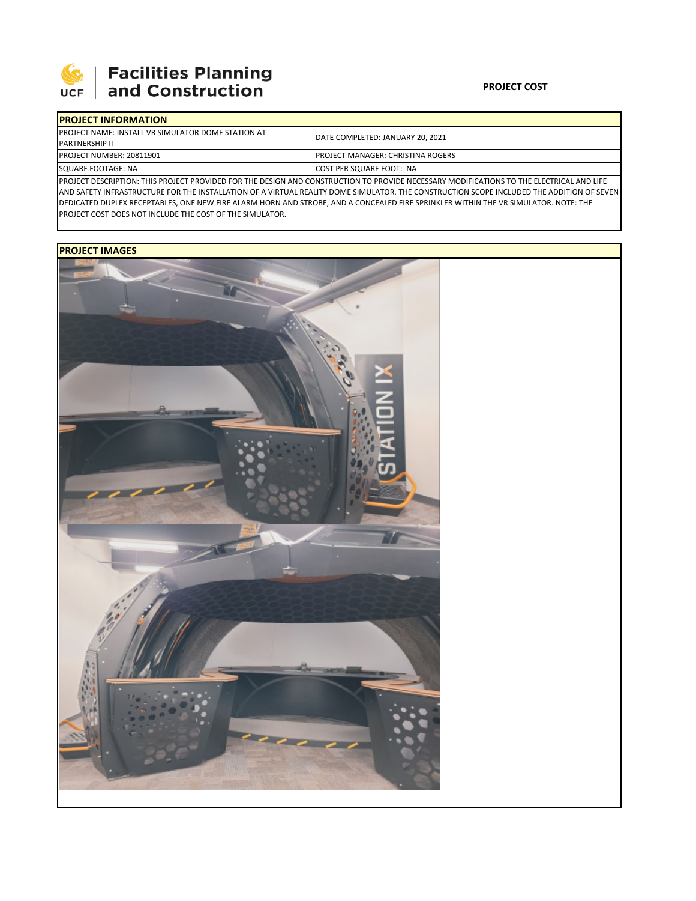**Facilities Planning and Construction**

**PROJECT COST**

| **PROJECT INFORMATION** | |
|---|---|
| PROJECT NAME: INSTALL VR SIMULATOR DOME STATION AT PARTNERSHIP II | DATE COMPLETED: JANUARY 20, 2021 |
| PROJECT NUMBER: 20811901 | PROJECT MANAGER: CHRISTINA ROGERS |
| SQUARE FOOTAGE: NA | COST PER SQUARE FOOT: NA |

PROJECT DESCRIPTION: THIS PROJECT PROVIDED FOR THE DESIGN AND CONSTRUCTION TO PROVIDE NECESSARY MODIFICATIONS TO THE ELECTRICAL AND LIFE AND SAFETY INFRASTRUCTURE FOR THE INSTALLATION OF A VIRTUAL REALITY DOME SIMULATOR. THE CONSTRUCTION SCOPE INCLUDED THE ADDITION OF SEVEN DEDICATED DUPLEX RECEPTABLES, ONE NEW FIRE ALARM HORN AND STROBE, AND A CONCEALED FIRE SPRINKLER WITHIN THE VR SIMULATOR. NOTE: THE PROJECT COST DOES NOT INCLUDE THE COST OF THE SIMULATOR.

**PROJECT IMAGES**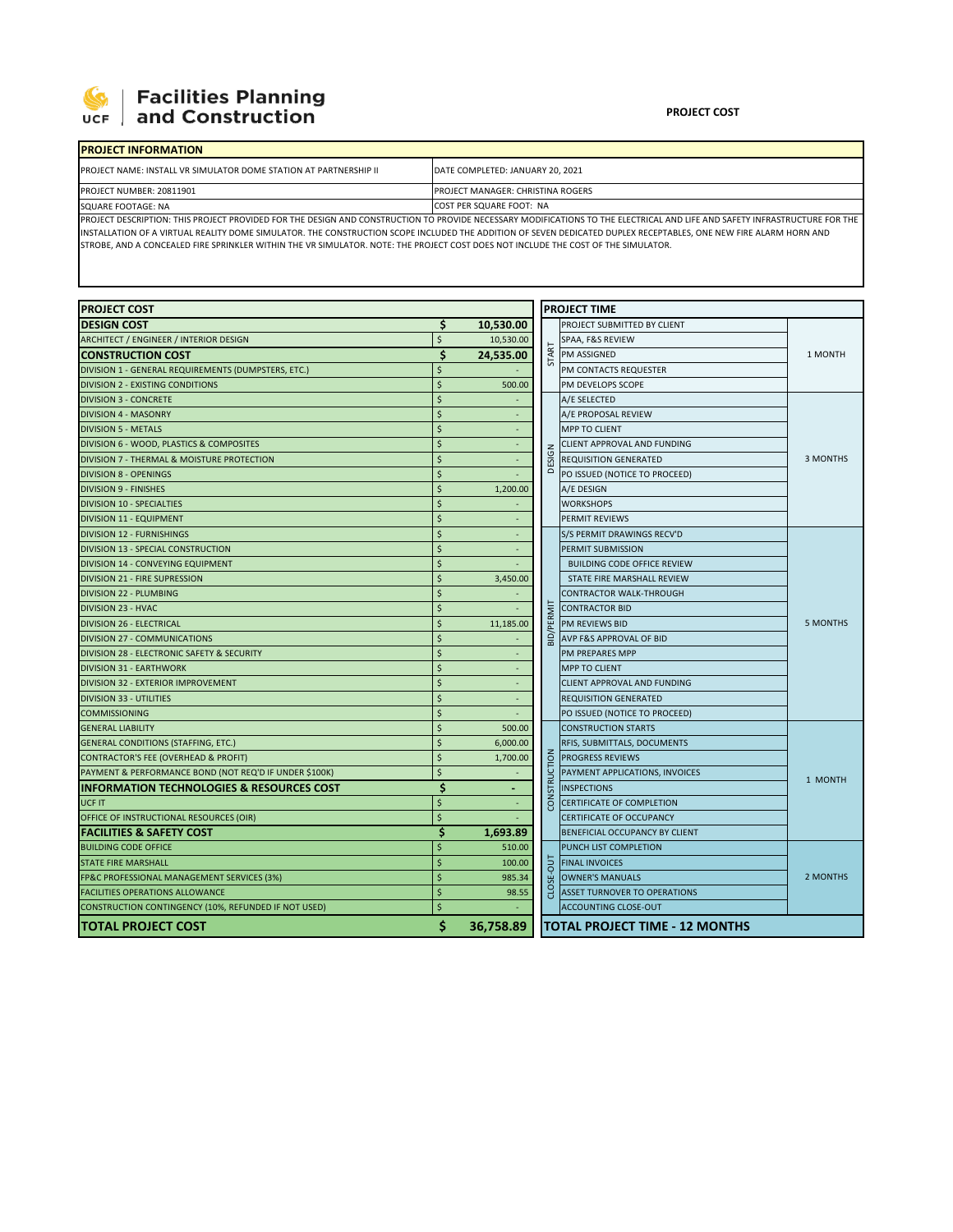**Facilities Planning and Construction**

**PROJECT COST**

| **PROJECT INFORMATION** | |
|---|---|
| PROJECT NAME: INSTALL VR SIMULATOR DOME STATION AT PARTNERSHIP II | DATE COMPLETED: JANUARY 20, 2021 |
| PROJECT NUMBER: 20811901 | PROJECT MANAGER: CHRISTINA ROGERS |
| SQUARE FOOTAGE: NA | COST PER SQUARE FOOT: NA |

PROJECT DESCRIPTION: THIS PROJECT PROVIDED FOR THE DESIGN AND CONSTRUCTION TO PROVIDE NECESSARY MODIFICATIONS TO THE ELECTRICAL AND LIFE AND SAFETY INFRASTRUCTURE FOR THE INSTALLATION OF A VIRTUAL REALITY DOME SIMULATOR. THE CONSTRUCTION SCOPE INCLUDED THE ADDITION OF SEVEN DEDICATED DUPLEX RECEPTABLES, ONE NEW FIRE ALARM HORN AND STROBE, AND A CONCEALED FIRE SPRINKLER WITHIN THE VR SIMULATOR. NOTE: THE PROJECT COST DOES NOT INCLUDE THE COST OF THE SIMULATOR.

| **PROJECT COST** | | |
|---|---|---|
| **DESIGN COST** | **$** | **10,530.00** |
| ARCHITECT / ENGINEER / INTERIOR DESIGN | $ | 10,530.00 |
| **CONSTRUCTION COST** | **$** | **24,535.00** |
| DIVISION 1 - GENERAL REQUIREMENTS (DUMPSTERS, ETC.) | $ | - |
| DIVISION 2 - EXISTING CONDITIONS | $ | 500.00 |
| DIVISION 3 - CONCRETE | $ | - |
| DIVISION 4 - MASONRY | $ | - |
| DIVISION 5 - METALS | $ | - |
| DIVISION 6 - WOOD, PLASTICS & COMPOSITES | $ | - |
| DIVISION 7 - THERMAL & MOISTURE PROTECTION | $ | - |
| DIVISION 8 - OPENINGS | $ | - |
| DIVISION 9 - FINISHES | $ | 1,200.00 |
| DIVISION 10 - SPECIALTIES | $ | - |
| DIVISION 11 - EQUIPMENT | $ | - |
| DIVISION 12 - FURNISHINGS | $ | - |
| DIVISION 13 - SPECIAL CONSTRUCTION | $ | - |
| DIVISION 14 - CONVEYING EQUIPMENT | $ | - |
| DIVISION 21 - FIRE SUPRESSION | $ | 3,450.00 |
| DIVISION 22 - PLUMBING | $ | - |
| DIVISION 23 - HVAC | $ | - |
| DIVISION 26 - ELECTRICAL | $ | 11,185.00 |
| DIVISION 27 - COMMUNICATIONS | $ | - |
| DIVISION 28 - ELECTRONIC SAFETY & SECURITY | $ | - |
| DIVISION 31 - EARTHWORK | $ | - |
| DIVISION 32 - EXTERIOR IMPROVEMENT | $ | - |
| DIVISION 33 - UTILITIES | $ | - |
| COMMISSIONING | $ | - |
| GENERAL LIABILITY | $ | 500.00 |
| GENERAL CONDITIONS (STAFFING, ETC.) | $ | 6,000.00 |
| CONTRACTOR'S FEE (OVERHEAD & PROFIT) | $ | 1,700.00 |
| PAYMENT & PERFORMANCE BOND (NOT REQ'D IF UNDER $100K) | $ | - |
| **INFORMATION TECHNOLOGIES & RESOURCES COST** | **$** | **-** |
| UCF IT | $ | - |
| OFFICE OF INSTRUCTIONAL RESOURCES (OIR) | $ | - |
| **FACILITIES & SAFETY COST** | **$** | **1,693.89** |
| BUILDING CODE OFFICE | $ | 510.00 |
| STATE FIRE MARSHALL | $ | 100.00 |
| FP&C PROFESSIONAL MANAGEMENT SERVICES (3%) | $ | 985.34 |
| FACILITIES OPERATIONS ALLOWANCE | $ | 98.55 |
| CONSTRUCTION CONTINGENCY (10%, REFUNDED IF NOT USED) | $ | - |
| **TOTAL PROJECT COST** | **$** | **36,758.89** |

| **PROJECT TIME** | | |
|---|---|---|
| START | PROJECT SUBMITTED BY CLIENT | 1 MONTH |
| | SPAA, F&S REVIEW | |
| | PM ASSIGNED | |
| | PM CONTACTS REQUESTER | |
| | PM DEVELOPS SCOPE | |
| DESIGN | A/E SELECTED | 3 MONTHS |
| | A/E PROPOSAL REVIEW | |
| | MPP TO CLIENT | |
| | CLIENT APPROVAL AND FUNDING | |
| | REQUISITION GENERATED | |
| | PO ISSUED (NOTICE TO PROCEED) | |
| | A/E DESIGN | |
| | WORKSHOPS | |
| | PERMIT REVIEWS | |
| BID/PERMIT | S/S PERMIT DRAWINGS RECV'D | 5 MONTHS |
| | PERMIT SUBMISSION | |
| | BUILDING CODE OFFICE REVIEW | |
| | STATE FIRE MARSHALL REVIEW | |
| | CONTRACTOR WALK-THROUGH | |
| | CONTRACTOR BID | |
| | PM REVIEWS BID | |
| | AVP F&S APPROVAL OF BID | |
| | PM PREPARES MPP | |
| | MPP TO CLIENT | |
| | CLIENT APPROVAL AND FUNDING | |
| | REQUISITION GENERATED | |
| | PO ISSUED (NOTICE TO PROCEED) | |
| CONSTRUCTION | CONSTRUCTION STARTS | 1 MONTH |
| | RFIS, SUBMITTALS, DOCUMENTS | |
| | PROGRESS REVIEWS | |
| | PAYMENT APPLICATIONS, INVOICES | |
| | INSPECTIONS | |
| | CERTIFICATE OF COMPLETION | |
| | CERTIFICATE OF OCCUPANCY | |
| | BENEFICIAL OCCUPANCY BY CLIENT | |
| CLOSE-OUT | PUNCH LIST COMPLETION | 2 MONTHS |
| | FINAL INVOICES | |
| | OWNER'S MANUALS | |
| | ASSET TURNOVER TO OPERATIONS | |
| | ACCOUNTING CLOSE-OUT | |
| **TOTAL PROJECT TIME - 12 MONTHS** | | |